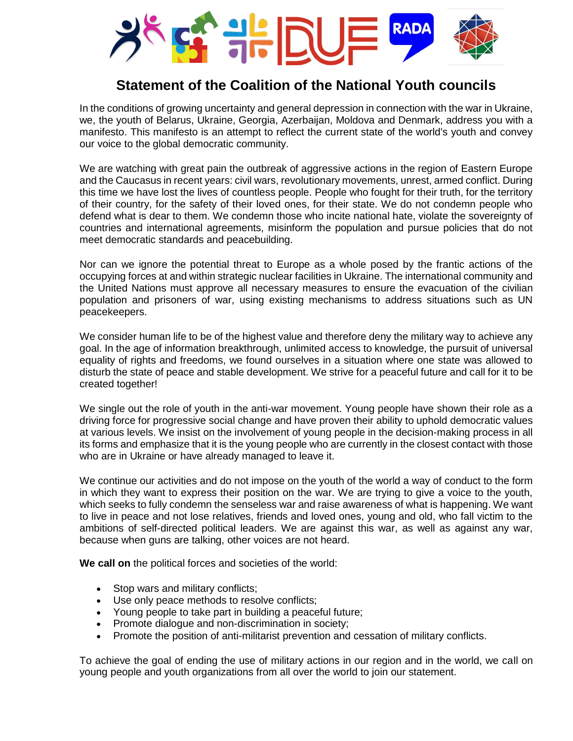# Statement of the Coalition of the National Youth councils

In the conditions of growing uncertainty and general depression in connection with the war in Ukraine, we, the youth of Belarus, Ukraine, Georgia, Azerbaijan, Moldova and Denmark, address you with a manifesto. This manifesto is an attempt to reflect the current state of the world's youth and convey our voice to the global democratic community.

We are watching with great pain the outbreak of aggressive actions in the region of Eastern Europe and the Caucasus in recent years: civil wars, revolutionary movements, unrest, armed conflict. During this time we have lost the lives of countless people. People who fought for their truth, for the territory of their country, for the safety of their loved ones, for their state. We do not condemn people who defend what is dear to them. We condemn those who incite national hate, violate the sovereignty of countries and international agreements, misinform the population and pursue policies that do not meet democratic standards and peacebuilding.

Nor can we ignore the potential threat to Europe as a whole posed by the frantic actions of the occupying forces at and within strategic nuclear facilities in Ukraine. The international community and the United Nations must approve all necessary measures to ensure the evacuation of the civilian population and prisoners of war, using existing mechanisms to address situations such as UN peacekeepers.

We consider human life to be of the highest value and therefore deny the military way to achieve any goal. In the age of information breakthrough, unlimited access to knowledge, the pursuit of universal equality of rights and freedoms, we found ourselves in a situation where one state was allowed to disturb the state of peace and stable development. We strive for a peaceful future and call for it to be created together!

We single out the role of youth in the anti-war movement. Young people have shown their role as a driving force for progressive social change and have proven their ability to uphold democratic values at various levels. We insist on the involvement of young people in the decision-making process in all its forms and emphasize that it is the young people who are currently in the closest contact with those who are in Ukraine or have already managed to leave it.

We continue our activities and do not impose on the youth of the world a way of conduct to the form in which they want to express their position on the war. We are trying to give a voice to the youth, which seeks to fully condemn the senseless war and raise awareness of what is happening. We want to live in peace and not lose relatives, friends and loved ones, young and old, who fall victim to the ambitions of self-directed political leaders. We are against this war, as well as against any war, because when guns are talking, other voices are not heard.

**We call on** the political forces and societies of the world:

- Stop wars and military conflicts;
- Use only peace methods to resolve conflicts;
- Young people to take part in building a peaceful future;
- Promote dialogue and non-discrimination in society;
- Promote the position of anti-militarist prevention and cessation of military conflicts.

To achieve the goal of ending the use of military actions in our region and in the world, we call on young people and youth organizations from all over the world to join our statement.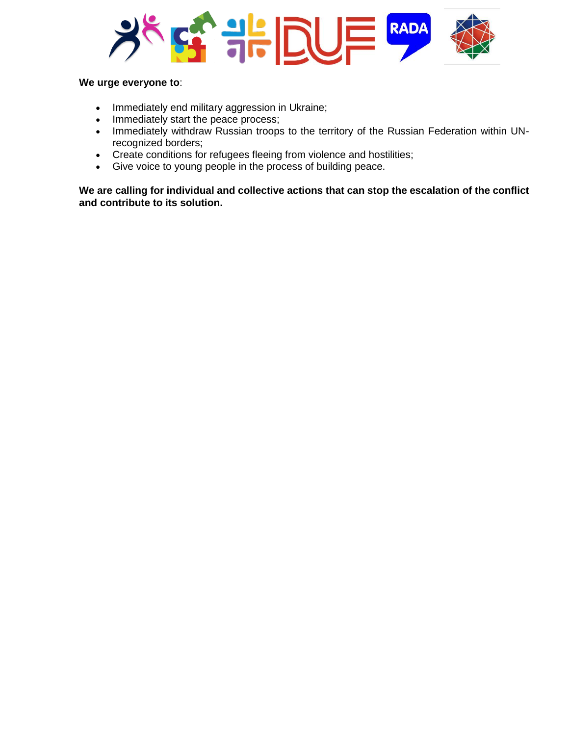**We urge everyone to**:

- Immediately end military aggression in Ukraine;
- Immediately start the peace process;
- Immediately withdraw Russian troops to the territory of the Russian Federation within UN-recognized borders;
- Create conditions for refugees fleeing from violence and hostilities;
- Give voice to young people in the process of building peace.

**We are calling for individual and collective actions that can stop the escalation of the conflict and contribute to its solution.**